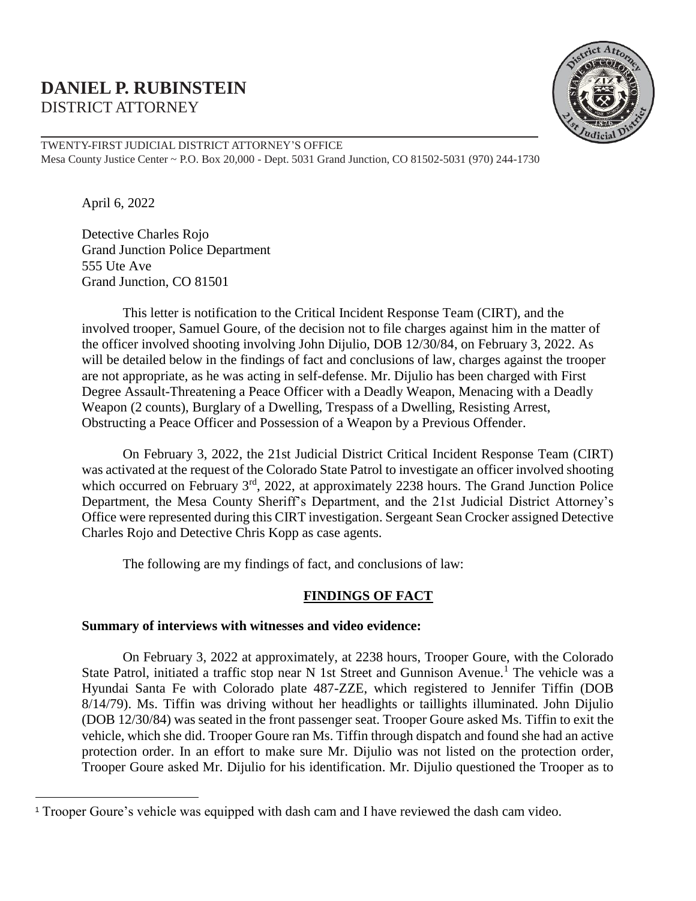# DANIEL P. RUBINSTEIN
DISTRICT ATTORNEY

TWENTY-FIRST JUDICIAL DISTRICT ATTORNEY'S OFFICE
Mesa County Justice Center ~ P.O. Box 20,000 - Dept. 5031 Grand Junction, CO 81502-5031 (970) 244-1730

April 6, 2022

Detective Charles Rojo
Grand Junction Police Department
555 Ute Ave
Grand Junction, CO 81501

This letter is notification to the Critical Incident Response Team (CIRT), and the involved trooper, Samuel Goure, of the decision not to file charges against him in the matter of the officer involved shooting involving John Dijulio, DOB 12/30/84, on February 3, 2022. As will be detailed below in the findings of fact and conclusions of law, charges against the trooper are not appropriate, as he was acting in self-defense. Mr. Dijulio has been charged with First Degree Assault-Threatening a Peace Officer with a Deadly Weapon, Menacing with a Deadly Weapon (2 counts), Burglary of a Dwelling, Trespass of a Dwelling, Resisting Arrest, Obstructing a Peace Officer and Possession of a Weapon by a Previous Offender.

On February 3, 2022, the 21st Judicial District Critical Incident Response Team (CIRT) was activated at the request of the Colorado State Patrol to investigate an officer involved shooting which occurred on February 3rd, 2022, at approximately 2238 hours. The Grand Junction Police Department, the Mesa County Sheriff's Department, and the 21st Judicial District Attorney's Office were represented during this CIRT investigation. Sergeant Sean Crocker assigned Detective Charles Rojo and Detective Chris Kopp as case agents.

The following are my findings of fact, and conclusions of law:

## FINDINGS OF FACT

**Summary of interviews with witnesses and video evidence:**

On February 3, 2022 at approximately, at 2238 hours, Trooper Goure, with the Colorado State Patrol, initiated a traffic stop near N 1st Street and Gunnison Avenue.[1] The vehicle was a Hyundai Santa Fe with Colorado plate 487-ZZE, which registered to Jennifer Tiffin (DOB 8/14/79). Ms. Tiffin was driving without her headlights or taillights illuminated. John Dijulio (DOB 12/30/84) was seated in the front passenger seat. Trooper Goure asked Ms. Tiffin to exit the vehicle, which she did. Trooper Goure ran Ms. Tiffin through dispatch and found she had an active protection order. In an effort to make sure Mr. Dijulio was not listed on the protection order, Trooper Goure asked Mr. Dijulio for his identification. Mr. Dijulio questioned the Trooper as to

[1] Trooper Goure's vehicle was equipped with dash cam and I have reviewed the dash cam video.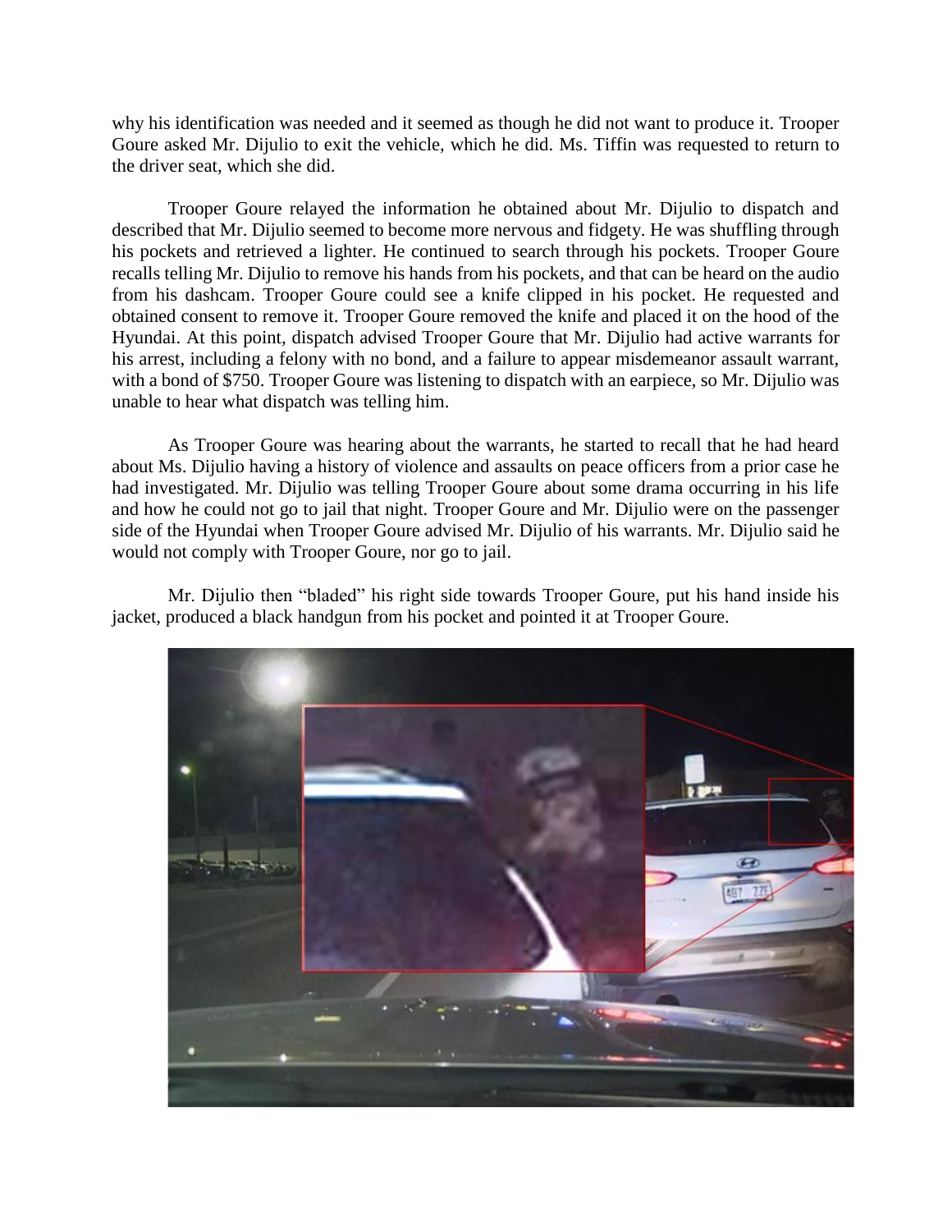why his identification was needed and it seemed as though he did not want to produce it. Trooper Goure asked Mr. Dijulio to exit the vehicle, which he did. Ms. Tiffin was requested to return to the driver seat, which she did.

Trooper Goure relayed the information he obtained about Mr. Dijulio to dispatch and described that Mr. Dijulio seemed to become more nervous and fidgety. He was shuffling through his pockets and retrieved a lighter. He continued to search through his pockets. Trooper Goure recalls telling Mr. Dijulio to remove his hands from his pockets, and that can be heard on the audio from his dashcam. Trooper Goure could see a knife clipped in his pocket. He requested and obtained consent to remove it. Trooper Goure removed the knife and placed it on the hood of the Hyundai. At this point, dispatch advised Trooper Goure that Mr. Dijulio had active warrants for his arrest, including a felony with no bond, and a failure to appear misdemeanor assault warrant, with a bond of $750. Trooper Goure was listening to dispatch with an earpiece, so Mr. Dijulio was unable to hear what dispatch was telling him.

As Trooper Goure was hearing about the warrants, he started to recall that he had heard about Ms. Dijulio having a history of violence and assaults on peace officers from a prior case he had investigated. Mr. Dijulio was telling Trooper Goure about some drama occurring in his life and how he could not go to jail that night. Trooper Goure and Mr. Dijulio were on the passenger side of the Hyundai when Trooper Goure advised Mr. Dijulio of his warrants. Mr. Dijulio said he would not comply with Trooper Goure, nor go to jail.

Mr. Dijulio then "bladed" his right side towards Trooper Goure, put his hand inside his jacket, produced a black handgun from his pocket and pointed it at Trooper Goure.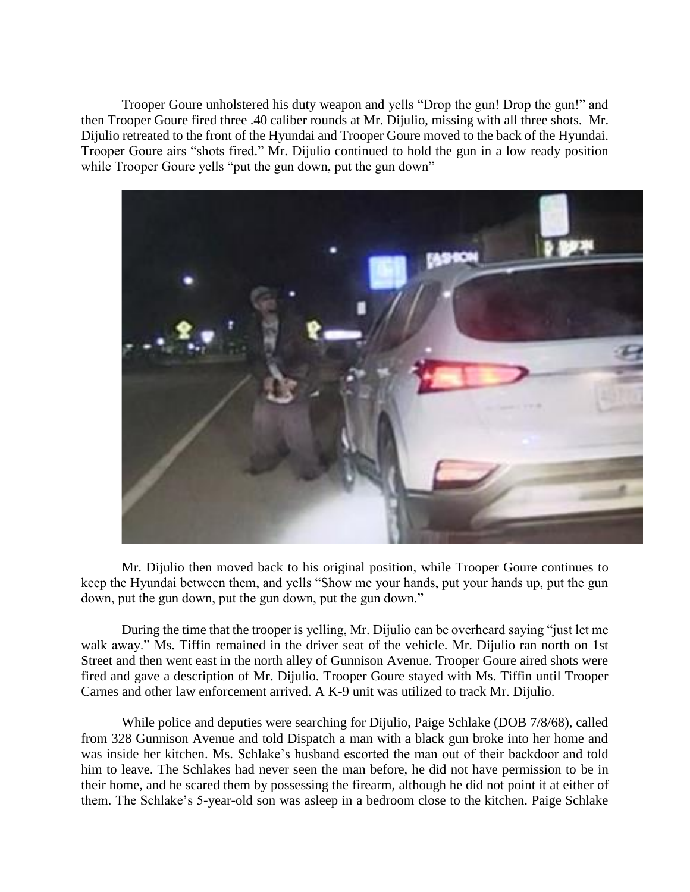Trooper Goure unholstered his duty weapon and yells "Drop the gun! Drop the gun!" and then Trooper Goure fired three .40 caliber rounds at Mr. Dijulio, missing with all three shots. Mr. Dijulio retreated to the front of the Hyundai and Trooper Goure moved to the back of the Hyundai. Trooper Goure airs "shots fired." Mr. Dijulio continued to hold the gun in a low ready position while Trooper Goure yells "put the gun down, put the gun down"

Mr. Dijulio then moved back to his original position, while Trooper Goure continues to keep the Hyundai between them, and yells "Show me your hands, put your hands up, put the gun down, put the gun down, put the gun down, put the gun down."

During the time that the trooper is yelling, Mr. Dijulio can be overheard saying "just let me walk away." Ms. Tiffin remained in the driver seat of the vehicle. Mr. Dijulio ran north on 1st Street and then went east in the north alley of Gunnison Avenue. Trooper Goure aired shots were fired and gave a description of Mr. Dijulio. Trooper Goure stayed with Ms. Tiffin until Trooper Carnes and other law enforcement arrived. A K-9 unit was utilized to track Mr. Dijulio.

While police and deputies were searching for Dijulio, Paige Schlake (DOB 7/8/68), called from 328 Gunnison Avenue and told Dispatch a man with a black gun broke into her home and was inside her kitchen. Ms. Schlake's husband escorted the man out of their backdoor and told him to leave. The Schlakes had never seen the man before, he did not have permission to be in their home, and he scared them by possessing the firearm, although he did not point it at either of them. The Schlake's 5-year-old son was asleep in a bedroom close to the kitchen. Paige Schlake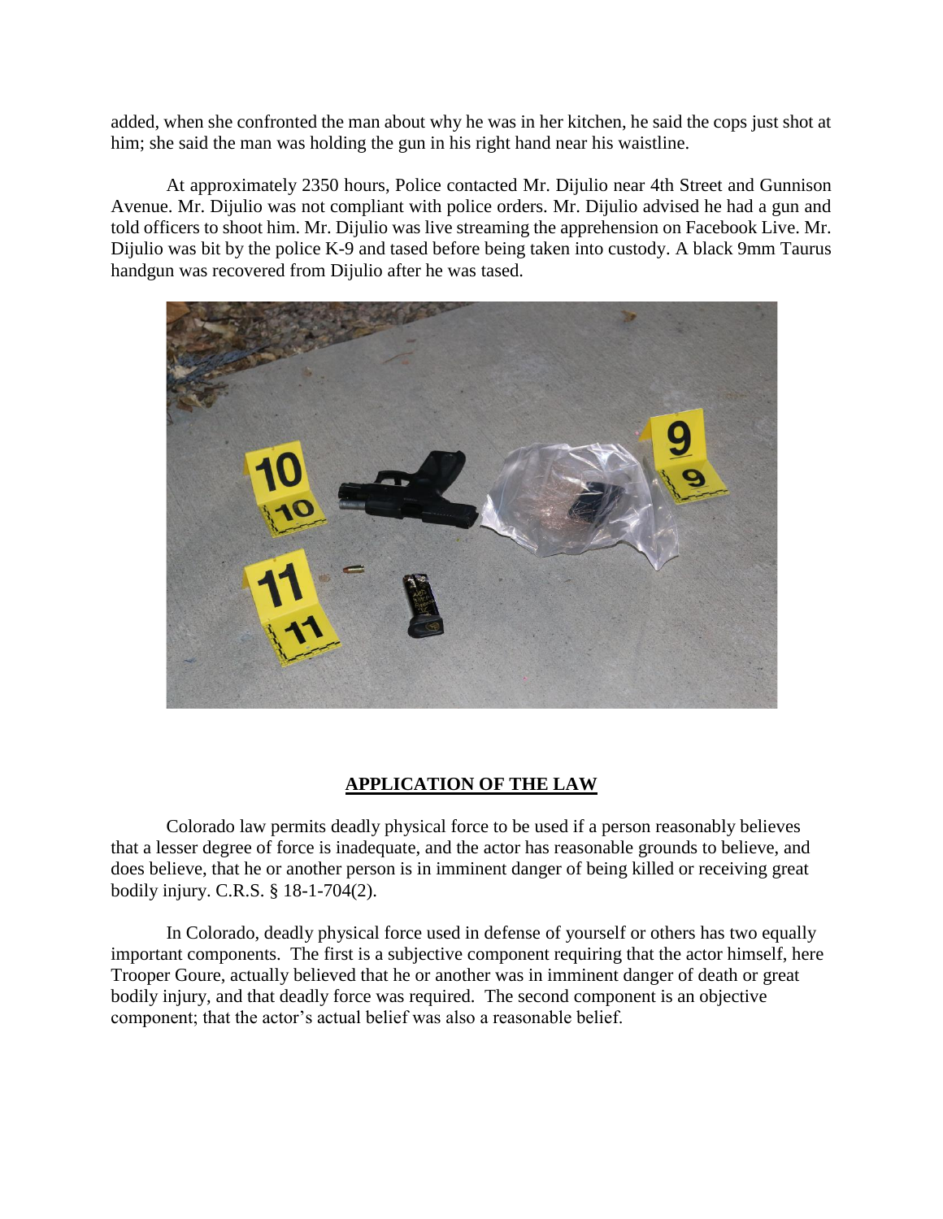added, when she confronted the man about why he was in her kitchen, he said the cops just shot at him; she said the man was holding the gun in his right hand near his waistline.

At approximately 2350 hours, Police contacted Mr. Dijulio near 4th Street and Gunnison Avenue. Mr. Dijulio was not compliant with police orders. Mr. Dijulio advised he had a gun and told officers to shoot him. Mr. Dijulio was live streaming the apprehension on Facebook Live. Mr. Dijulio was bit by the police K-9 and tased before being taken into custody. A black 9mm Taurus handgun was recovered from Dijulio after he was tased.

## APPLICATION OF THE LAW

Colorado law permits deadly physical force to be used if a person reasonably believes that a lesser degree of force is inadequate, and the actor has reasonable grounds to believe, and does believe, that he or another person is in imminent danger of being killed or receiving great bodily injury. C.R.S. § 18-1-704(2).

In Colorado, deadly physical force used in defense of yourself or others has two equally important components. The first is a subjective component requiring that the actor himself, here Trooper Goure, actually believed that he or another was in imminent danger of death or great bodily injury, and that deadly force was required. The second component is an objective component; that the actor's actual belief was also a reasonable belief.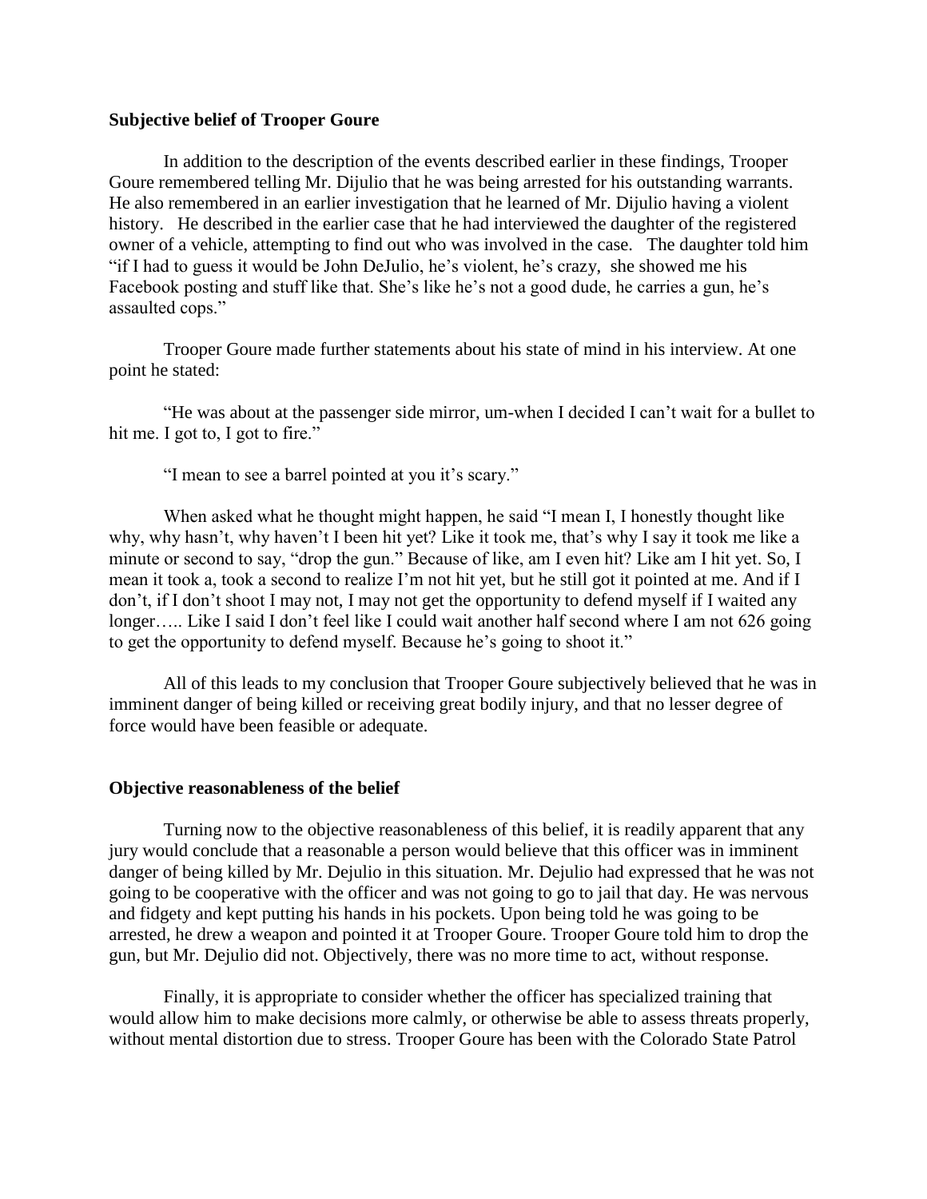**Subjective belief of Trooper Goure**

In addition to the description of the events described earlier in these findings, Trooper Goure remembered telling Mr. Dijulio that he was being arrested for his outstanding warrants. He also remembered in an earlier investigation that he learned of Mr. Dijulio having a violent history. He described in the earlier case that he had interviewed the daughter of the registered owner of a vehicle, attempting to find out who was involved in the case. The daughter told him "if I had to guess it would be John DeJulio, he's violent, he's crazy, she showed me his Facebook posting and stuff like that. She's like he's not a good dude, he carries a gun, he's assaulted cops."

Trooper Goure made further statements about his state of mind in his interview. At one point he stated:

"He was about at the passenger side mirror, um-when I decided I can't wait for a bullet to hit me. I got to, I got to fire."

"I mean to see a barrel pointed at you it's scary."

When asked what he thought might happen, he said "I mean I, I honestly thought like why, why hasn't, why haven't I been hit yet? Like it took me, that's why I say it took me like a minute or second to say, "drop the gun." Because of like, am I even hit? Like am I hit yet. So, I mean it took a, took a second to realize I'm not hit yet, but he still got it pointed at me. And if I don't, if I don't shoot I may not, I may not get the opportunity to defend myself if I waited any longer….. Like I said I don't feel like I could wait another half second where I am not 626 going to get the opportunity to defend myself. Because he's going to shoot it."

All of this leads to my conclusion that Trooper Goure subjectively believed that he was in imminent danger of being killed or receiving great bodily injury, and that no lesser degree of force would have been feasible or adequate.

**Objective reasonableness of the belief**

Turning now to the objective reasonableness of this belief, it is readily apparent that any jury would conclude that a reasonable a person would believe that this officer was in imminent danger of being killed by Mr. Dejulio in this situation. Mr. Dejulio had expressed that he was not going to be cooperative with the officer and was not going to go to jail that day. He was nervous and fidgety and kept putting his hands in his pockets. Upon being told he was going to be arrested, he drew a weapon and pointed it at Trooper Goure. Trooper Goure told him to drop the gun, but Mr. Dejulio did not. Objectively, there was no more time to act, without response.

Finally, it is appropriate to consider whether the officer has specialized training that would allow him to make decisions more calmly, or otherwise be able to assess threats properly, without mental distortion due to stress. Trooper Goure has been with the Colorado State Patrol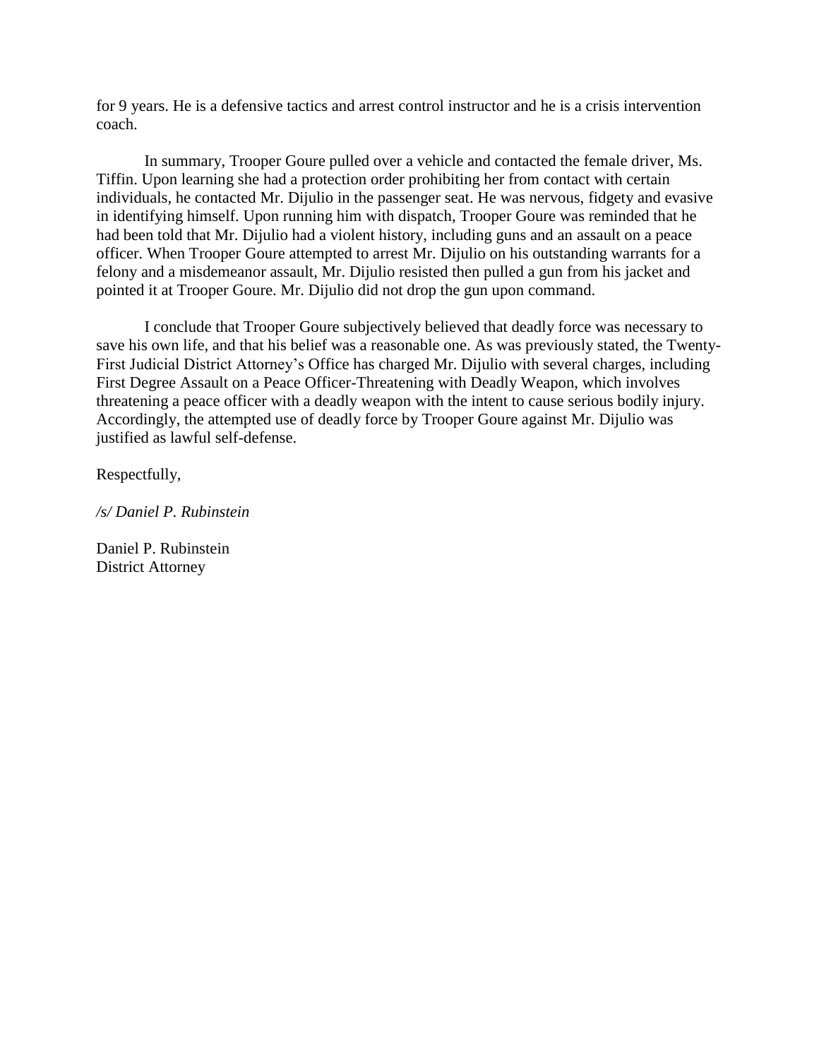for 9 years. He is a defensive tactics and arrest control instructor and he is a crisis intervention coach.

In summary, Trooper Goure pulled over a vehicle and contacted the female driver, Ms. Tiffin. Upon learning she had a protection order prohibiting her from contact with certain individuals, he contacted Mr. Dijulio in the passenger seat. He was nervous, fidgety and evasive in identifying himself. Upon running him with dispatch, Trooper Goure was reminded that he had been told that Mr. Dijulio had a violent history, including guns and an assault on a peace officer. When Trooper Goure attempted to arrest Mr. Dijulio on his outstanding warrants for a felony and a misdemeanor assault, Mr. Dijulio resisted then pulled a gun from his jacket and pointed it at Trooper Goure. Mr. Dijulio did not drop the gun upon command.

I conclude that Trooper Goure subjectively believed that deadly force was necessary to save his own life, and that his belief was a reasonable one. As was previously stated, the Twenty-First Judicial District Attorney's Office has charged Mr. Dijulio with several charges, including First Degree Assault on a Peace Officer-Threatening with Deadly Weapon, which involves threatening a peace officer with a deadly weapon with the intent to cause serious bodily injury. Accordingly, the attempted use of deadly force by Trooper Goure against Mr. Dijulio was justified as lawful self-defense.

Respectfully,

*/s/ Daniel P. Rubinstein*

Daniel P. Rubinstein
District Attorney